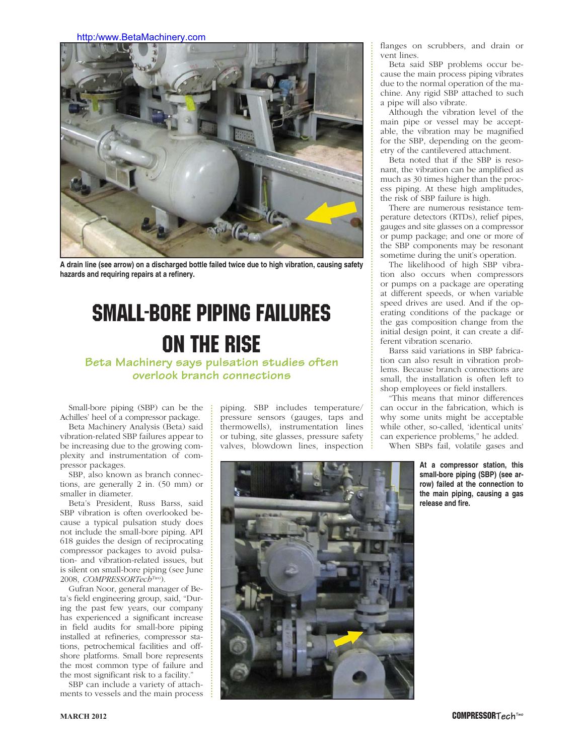http:/www.BetaMachinery.com

A drain line (see arrow) on a discharged bottle failed twice due to high vibration, causing safety hazards and requiring repairs at a refinery.

# SMALL-BORE PIPING FAILURES ON THE RISE

## Beta Machinery says pulsation studies often overlook branch connections

Small-bore piping (SBP) can be the Achilles' heel of a compressor package.

Beta Machinery Analysis (Beta) said vibration-related SBP failures appear to be increasing due to the growing complexity and instrumentation of compressor packages.

SBP, also known as branch connections, are generally 2 in. (50 mm) or smaller in diameter.

Beta's President, Russ Barss, said SBP vibration is often overlooked because a typical pulsation study does not include the small-bore piping. API 618 guides the design of reciprocating compressor packages to avoid pulsation- and vibration-related issues, but is silent on small-bore piping (see June 2008, *COMPRESSORTech*[Two]).

Gufran Noor, general manager of Beta's field engineering group, said, "During the past few years, our company has experienced a significant increase in field audits for small-bore piping installed at refineries, compressor stations, petrochemical facilities and offshore platforms. Small bore represents the most common type of failure and the most significant risk to a facility."

SBP can include a variety of attachments to vessels and the main process piping. SBP includes temperature/pressure sensors (gauges, taps and thermowells), instrumentation lines or tubing, site glasses, pressure safety valves, blowdown lines, inspection flanges on scrubbers, and drain or vent lines.

Beta said SBP problems occur because the main process piping vibrates due to the normal operation of the machine. Any rigid SBP attached to such a pipe will also vibrate.

Although the vibration level of the main pipe or vessel may be acceptable, the vibration may be magnified for the SBP, depending on the geometry of the cantilevered attachment.

Beta noted that if the SBP is resonant, the vibration can be amplified as much as 30 times higher than the process piping. At these high amplitudes, the risk of SBP failure is high.

There are numerous resistance temperature detectors (RTDs), relief pipes, gauges and site glasses on a compressor or pump package; and one or more of the SBP components may be resonant sometime during the unit's operation.

The likelihood of high SBP vibration also occurs when compressors or pumps on a package are operating at different speeds, or when variable speed drives are used. And if the operating conditions of the package or the gas composition change from the initial design point, it can create a different vibration scenario.

Barss said variations in SBP fabrication can also result in vibration problems. Because branch connections are small, the installation is often left to shop employees or field installers.

"This means that minor differences can occur in the fabrication, which is why some units might be acceptable while other, so-called, 'identical units' can experience problems," he added.

When SBPs fail, volatile gases and

At a compressor station, this small-bore piping (SBP) (see arrow) failed at the connection to the main piping, causing a gas release and fire.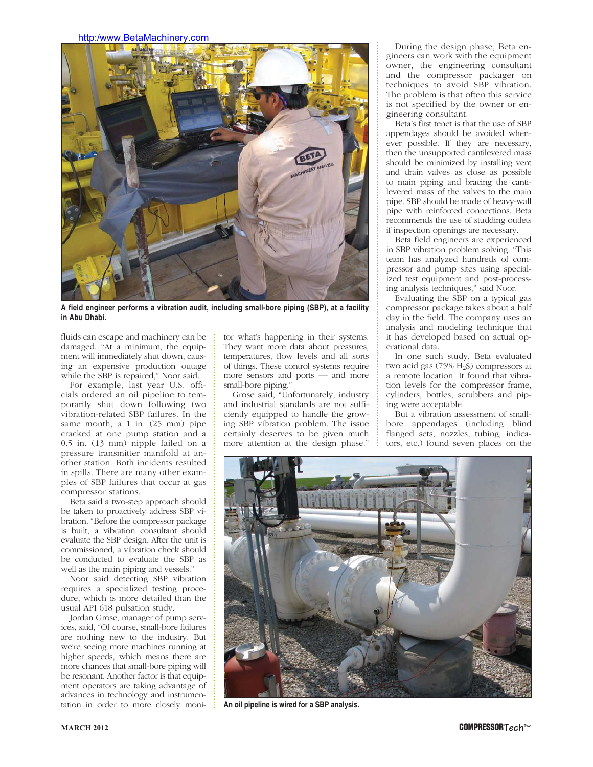A field engineer performs a vibration audit, including small-bore piping (SBP), at a facility in Abu Dhabi.

fluids can escape and machinery can be damaged. "At a minimum, the equipment will immediately shut down, causing an expensive production outage while the SBP is repaired," Noor said.

For example, last year U.S. officials ordered an oil pipeline to temporarily shut down following two vibration-related SBP failures. In the same month, a 1 in. (25 mm) pipe cracked at one pump station and a 0.5 in. (13 mm) nipple failed on a pressure transmitter manifold at another station. Both incidents resulted in spills. There are many other examples of SBP failures that occur at gas compressor stations.

Beta said a two-step approach should be taken to proactively address SBP vibration. "Before the compressor package is built, a vibration consultant should evaluate the SBP design. After the unit is commissioned, a vibration check should be conducted to evaluate the SBP as well as the main piping and vessels."

Noor said detecting SBP vibration requires a specialized testing procedure, which is more detailed than the usual API 618 pulsation study.

Jordan Grose, manager of pump services, said, "Of course, small-bore failures are nothing new to the industry. But we're seeing more machines running at higher speeds, which means there are more chances that small-bore piping will be resonant. Another factor is that equipment operators are taking advantage of advances in technology and instrumentation in order to more closely monitor what's happening in their systems. They want more data about pressures, temperatures, flow levels and all sorts of things. These control systems require more sensors and ports — and more small-bore piping."

Grose said, "Unfortunately, industry and industrial standards are not sufficiently equipped to handle the growing SBP vibration problem. The issue certainly deserves to be given much more attention at the design phase."

During the design phase, Beta engineers can work with the equipment owner, the engineering consultant and the compressor packager on techniques to avoid SBP vibration. The problem is that often this service is not specified by the owner or engineering consultant.

Beta's first tenet is that the use of SBP appendages should be avoided whenever possible. If they are necessary, then the unsupported cantilevered mass should be minimized by installing vent and drain valves as close as possible to main piping and bracing the cantilevered mass of the valves to the main pipe. SBP should be made of heavy-wall pipe with reinforced connections. Beta recommends the use of studding outlets if inspection openings are necessary.

Beta field engineers are experienced in SBP vibration problem solving. "This team has analyzed hundreds of compressor and pump sites using specialized test equipment and post-processing analysis techniques," said Noor.

Evaluating the SBP on a typical gas compressor package takes about a half day in the field. The company uses an analysis and modeling technique that it has developed based on actual operational data.

In one such study, Beta evaluated two acid gas (75% $H_2S$) compressors at a remote location. It found that vibration levels for the compressor frame, cylinders, bottles, scrubbers and piping were acceptable.

But a vibration assessment of small-bore appendages (including blind flanged sets, nozzles, tubing, indicators, etc.) found seven places on the

An oil pipeline is wired for a SBP analysis.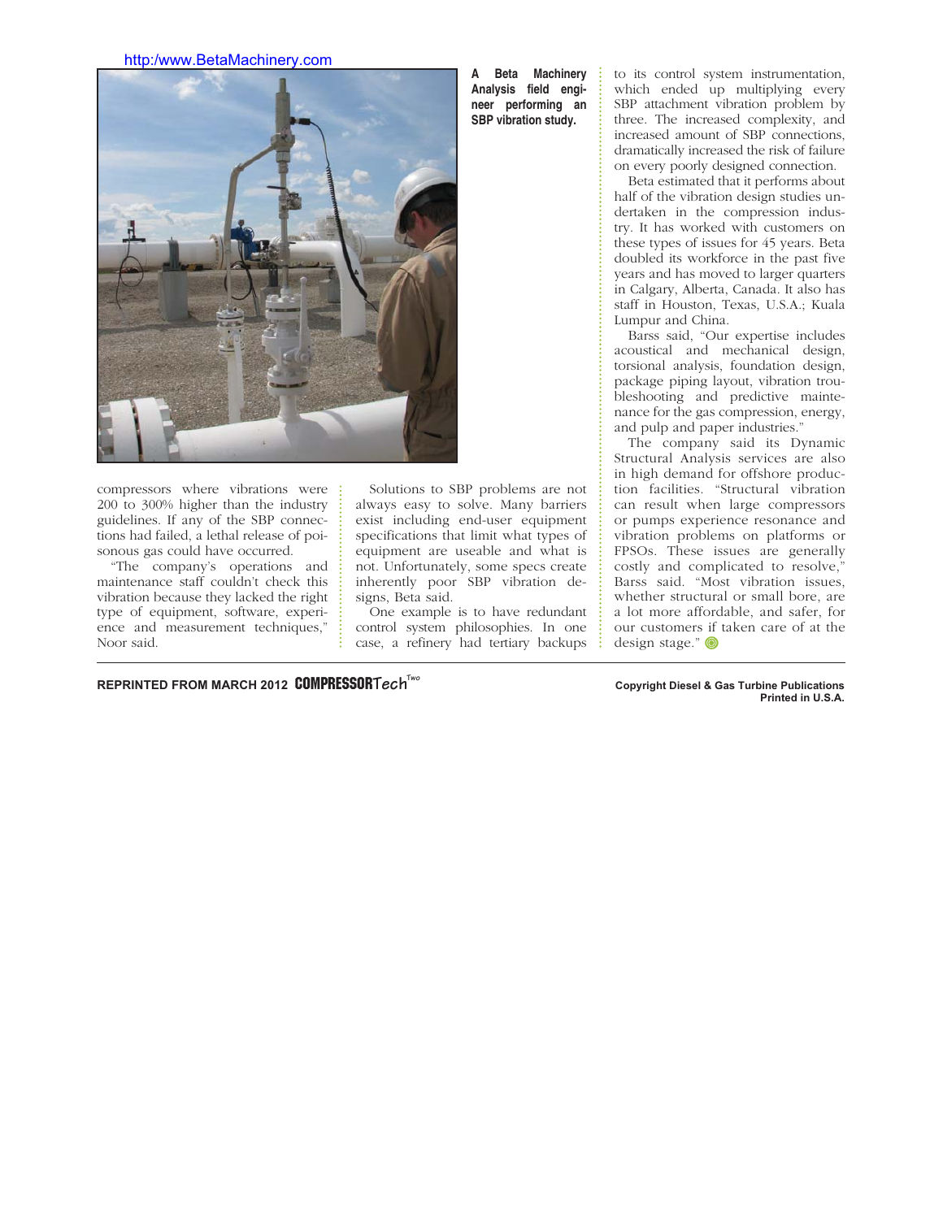http:/www.BetaMachinery.com

A Beta Machinery Analysis field engineer performing an SBP vibration study.

compressors where vibrations were 200 to 300% higher than the industry guidelines. If any of the SBP connections had failed, a lethal release of poisonous gas could have occurred.

"The company's operations and maintenance staff couldn't check this vibration because they lacked the right type of equipment, software, experience and measurement techniques," Noor said.

Solutions to SBP problems are not always easy to solve. Many barriers exist including end-user equipment specifications that limit what types of equipment are useable and what is not. Unfortunately, some specs create inherently poor SBP vibration designs, Beta said.

One example is to have redundant control system philosophies. In one case, a refinery had tertiary backups to its control system instrumentation, which ended up multiplying every SBP attachment vibration problem by three. The increased complexity, and increased amount of SBP connections, dramatically increased the risk of failure on every poorly designed connection.

Beta estimated that it performs about half of the vibration design studies undertaken in the compression industry. It has worked with customers on these types of issues for 45 years. Beta doubled its workforce in the past five years and has moved to larger quarters in Calgary, Alberta, Canada. It also has staff in Houston, Texas, U.S.A.; Kuala Lumpur and China.

Barss said, "Our expertise includes acoustical and mechanical design, torsional analysis, foundation design, package piping layout, vibration troubleshooting and predictive maintenance for the gas compression, energy, and pulp and paper industries."

The company said its Dynamic Structural Analysis services are also in high demand for offshore production facilities. "Structural vibration can result when large compressors or pumps experience resonance and vibration problems on platforms or FPSOs. These issues are generally costly and complicated to resolve," Barss said. "Most vibration issues, whether structural or small bore, are a lot more affordable, and safer, for our customers if taken care of at the design stage."

REPRINTED FROM MARCH 2012 COMPRESSORTech[Two]

Copyright Diesel & Gas Turbine Publications
Printed in U.S.A.